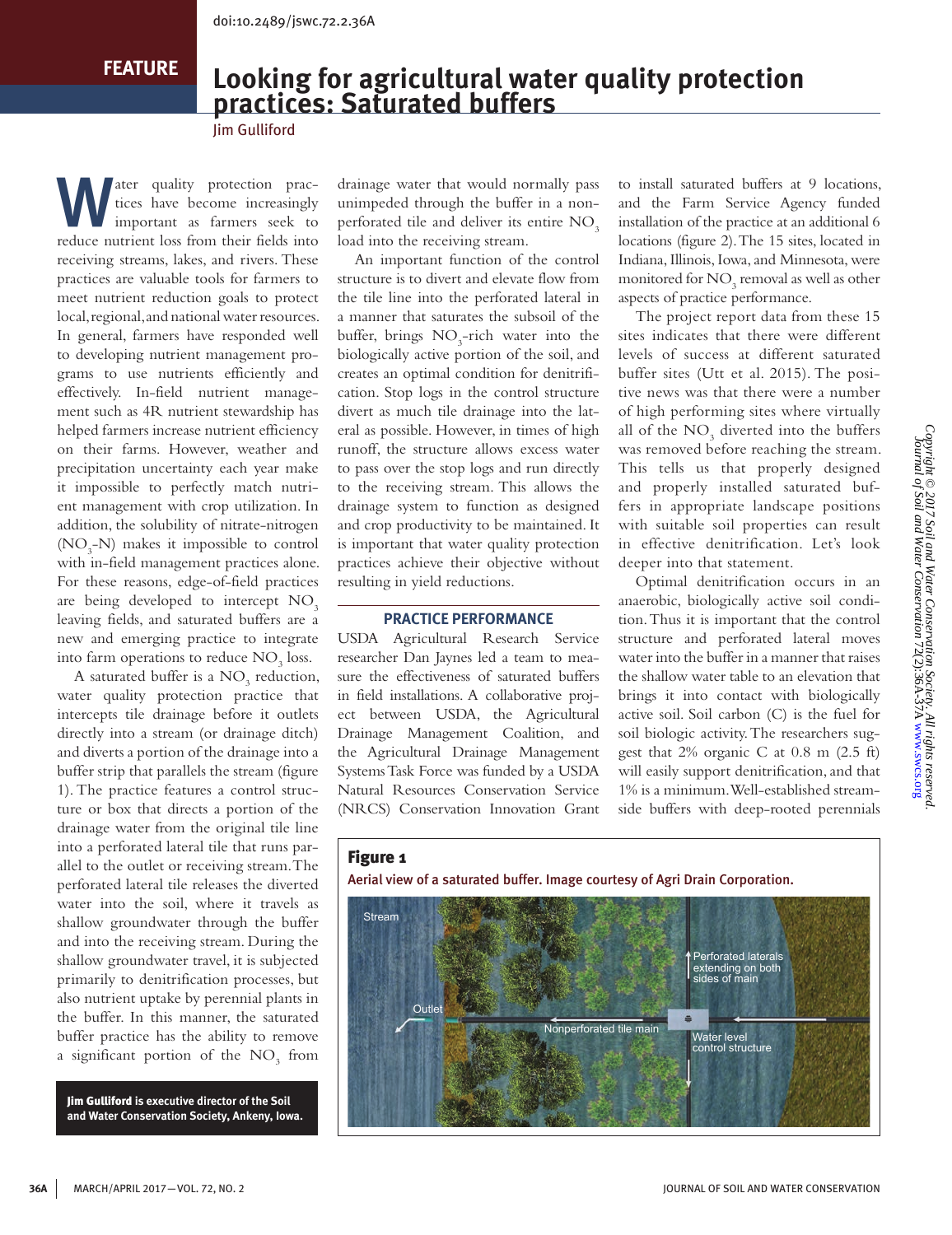doi:10.2489/jswc.72.2.36A

FEATURE

# Looking for agricultural water quality protection practices: Saturated buffers

Jim Gulliford

Water quality protection practices have become increasingly important as farmers seek to reduce nutrient loss from their fields into receiving streams, lakes, and rivers. These practices are valuable tools for farmers to meet nutrient reduction goals to protect local, regional, and national water resources. In general, farmers have responded well to developing nutrient management programs to use nutrients efficiently and effectively. In-field nutrient management such as 4R nutrient stewardship has helped farmers increase nutrient efficiency on their farms. However, weather and precipitation uncertainty each year make it impossible to perfectly match nutrient management with crop utilization. In addition, the solubility of nitrate-nitrogen ($NO_3$-N) makes it impossible to control with in-field management practices alone. For these reasons, edge-of-field practices are being developed to intercept $NO_3$ leaving fields, and saturated buffers are a new and emerging practice to integrate into farm operations to reduce $NO_3$ loss.

A saturated buffer is a $NO_3$ reduction, water quality protection practice that intercepts tile drainage before it outlets directly into a stream (or drainage ditch) and diverts a portion of the drainage into a buffer strip that parallels the stream (figure 1). The practice features a control structure or box that directs a portion of the drainage water from the original tile line into a perforated lateral tile that runs parallel to the outlet or receiving stream. The perforated lateral tile releases the diverted water into the soil, where it travels as shallow groundwater through the buffer and into the receiving stream. During the shallow groundwater travel, it is subjected primarily to denitrification processes, but also nutrient uptake by perennial plants in the buffer. In this manner, the saturated buffer practice has the ability to remove a significant portion of the $NO_3$ from drainage water that would normally pass unimpeded through the buffer in a nonperforated tile and deliver its entire $NO_3$ load into the receiving stream.

An important function of the control structure is to divert and elevate flow from the tile line into the perforated lateral in a manner that saturates the subsoil of the buffer, brings $NO_3$-rich water into the biologically active portion of the soil, and creates an optimal condition for denitrification. Stop logs in the control structure divert as much tile drainage into the lateral as possible. However, in times of high runoff, the structure allows excess water to pass over the stop logs and run directly to the receiving stream. This allows the drainage system to function as designed and crop productivity to be maintained. It is important that water quality protection practices achieve their objective without resulting in yield reductions.

## PRACTICE PERFORMANCE

USDA Agricultural Research Service researcher Dan Jaynes led a team to measure the effectiveness of saturated buffers in field installations. A collaborative project between USDA, the Agricultural Drainage Management Coalition, and the Agricultural Drainage Management Systems Task Force was funded by a USDA Natural Resources Conservation Service (NRCS) Conservation Innovation Grant to install saturated buffers at 9 locations, and the Farm Service Agency funded installation of the practice at an additional 6 locations (figure 2). The 15 sites, located in Indiana, Illinois, Iowa, and Minnesota, were monitored for $NO_3$ removal as well as other aspects of practice performance.

The project report data from these 15 sites indicates that there were different levels of success at different saturated buffer sites (Utt et al. 2015). The positive news was that there were a number of high performing sites where virtually all of the $NO_3$ diverted into the buffers was removed before reaching the stream. This tells us that properly designed and properly installed saturated buffers in appropriate landscape positions with suitable soil properties can result in effective denitrification. Let's look deeper into that statement.

Optimal denitrification occurs in an anaerobic, biologically active soil condition. Thus it is important that the control structure and perforated lateral moves water into the buffer in a manner that raises the shallow water table to an elevation that brings it into contact with biologically active soil. Soil carbon (C) is the fuel for soil biologic activity. The researchers suggest that 2% organic C at 0.8 m (2.5 ft) will easily support denitrification, and that 1% is a minimum. Well-established streamside buffers with deep-rooted perennials

**Figure 1**

Aerial view of a saturated buffer. Image courtesy of Agri Drain Corporation.

**Jim Gulliford** is executive director of the Soil and Water Conservation Society, Ankeny, Iowa.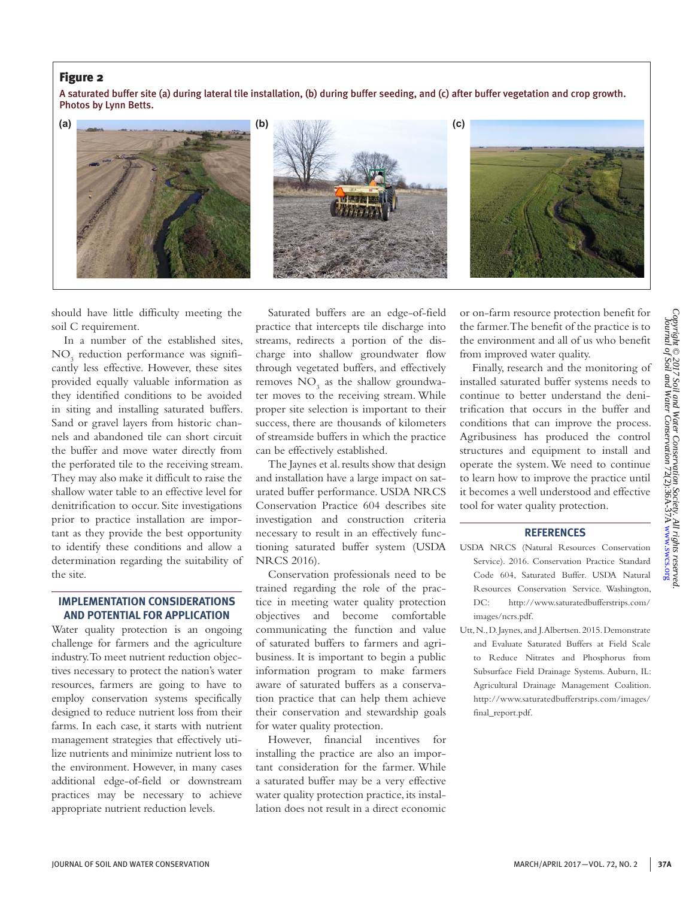**Figure 2**

A saturated buffer site (a) during lateral tile installation, (b) during buffer seeding, and (c) after buffer vegetation and crop growth. Photos by Lynn Betts.

should have little difficulty meeting the soil C requirement.

In a number of the established sites, $NO_3$ reduction performance was significantly less effective. However, these sites provided equally valuable information as they identified conditions to be avoided in siting and installing saturated buffers. Sand or gravel layers from historic channels and abandoned tile can short circuit the buffer and move water directly from the perforated tile to the receiving stream. They may also make it difficult to raise the shallow water table to an effective level for denitrification to occur. Site investigations prior to practice installation are important as they provide the best opportunity to identify these conditions and allow a determination regarding the suitability of the site.

## IMPLEMENTATION CONSIDERATIONS AND POTENTIAL FOR APPLICATION

Water quality protection is an ongoing challenge for farmers and the agriculture industry. To meet nutrient reduction objectives necessary to protect the nation's water resources, farmers are going to have to employ conservation systems specifically designed to reduce nutrient loss from their farms. In each case, it starts with nutrient management strategies that effectively utilize nutrients and minimize nutrient loss to the environment. However, in many cases additional edge-of-field or downstream practices may be necessary to achieve appropriate nutrient reduction levels.

Saturated buffers are an edge-of-field practice that intercepts tile discharge into streams, redirects a portion of the discharge into shallow groundwater flow through vegetated buffers, and effectively removes $NO_3$ as the shallow groundwater moves to the receiving stream. While proper site selection is important to their success, there are thousands of kilometers of streamside buffers in which the practice can be effectively established.

The Jaynes et al. results show that design and installation have a large impact on saturated buffer performance. USDA NRCS Conservation Practice 604 describes site investigation and construction criteria necessary to result in an effectively functioning saturated buffer system (USDA NRCS 2016).

Conservation professionals need to be trained regarding the role of the practice in meeting water quality protection objectives and become comfortable communicating the function and value of saturated buffers to farmers and agribusiness. It is important to begin a public information program to make farmers aware of saturated buffers as a conservation practice that can help them achieve their conservation and stewardship goals for water quality protection.

However, financial incentives for installing the practice are also an important consideration for the farmer. While a saturated buffer may be a very effective water quality protection practice, its installation does not result in a direct economic or on-farm resource protection benefit for the farmer. The benefit of the practice is to the environment and all of us who benefit from improved water quality.

Finally, research and the monitoring of installed saturated buffer systems needs to continue to better understand the denitrification that occurs in the buffer and conditions that can improve the process. Agribusiness has produced the control structures and equipment to install and operate the system. We need to continue to learn how to improve the practice until it becomes a well understood and effective tool for water quality protection.

## REFERENCES

USDA NRCS (Natural Resources Conservation Service). 2016. Conservation Practice Standard Code 604, Saturated Buffer. USDA Natural Resources Conservation Service. Washington, DC: http://www.saturatedbufferstrips.com/images/ncrs.pdf.

Utt, N., D. Jaynes, and J. Albertsen. 2015. Demonstrate and Evaluate Saturated Buffers at Field Scale to Reduce Nitrates and Phosphorus from Subsurface Field Drainage Systems. Auburn, IL: Agricultural Drainage Management Coalition. http://www.saturatedbufferstrips.com/images/final_report.pdf.